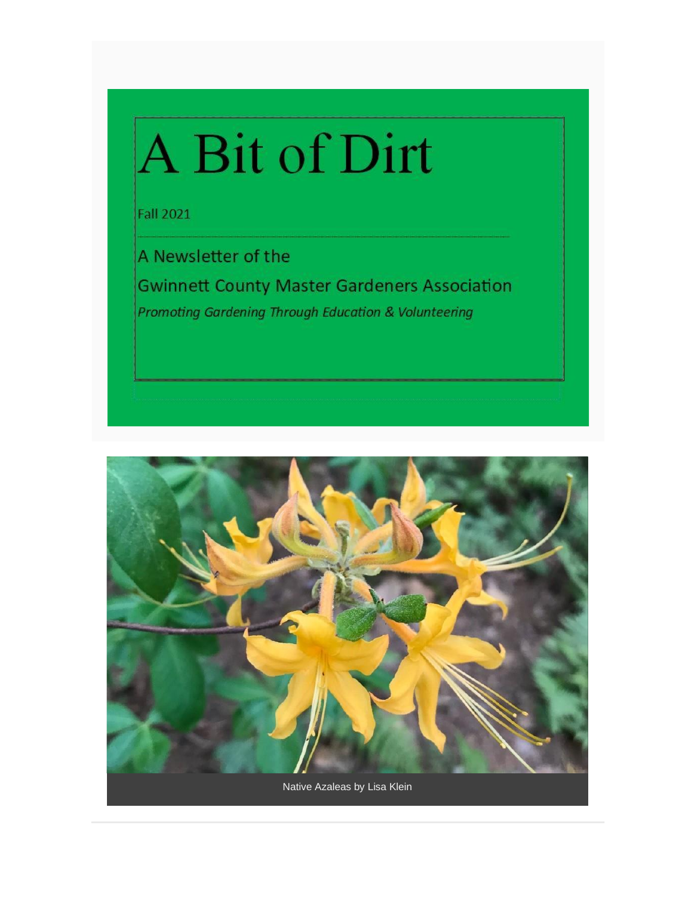# A Bit of Dirt

Fall 2021

A Newsletter of the

Gwinnett County Master Gardeners Association

*Promoting Gardening Through Education & Volunteering*

Native Azaleas by Lisa Klein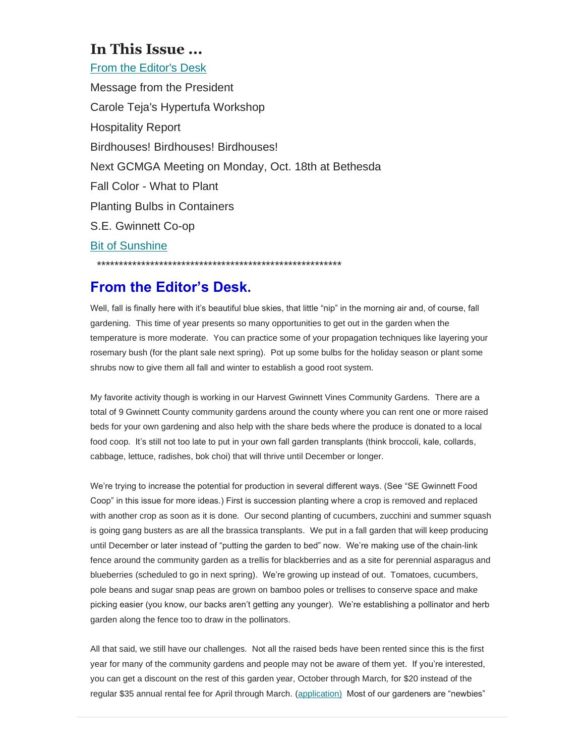# In This Issue ...

[From the Editor's Desk]()

Message from the President

Carole Teja's Hypertufa Workshop

Hospitality Report

Birdhouses! Birdhouses! Birdhouses!

Next GCMGA Meeting on Monday, Oct. 18th at Bethesda

Fall Color - What to Plant

Planting Bulbs in Containers

S.E. Gwinnett Co-op

[Bit of Sunshine]()

********************************************************

## From the Editor's Desk.

Well, fall is finally here with it's beautiful blue skies, that little "nip" in the morning air and, of course, fall gardening. This time of year presents so many opportunities to get out in the garden when the temperature is more moderate. You can practice some of your propagation techniques like layering your rosemary bush (for the plant sale next spring). Pot up some bulbs for the holiday season or plant some shrubs now to give them all fall and winter to establish a good root system.

My favorite activity though is working in our Harvest Gwinnett Vines Community Gardens. There are a total of 9 Gwinnett County community gardens around the county where you can rent one or more raised beds for your own gardening and also help with the share beds where the produce is donated to a local food coop. It's still not too late to put in your own fall garden transplants (think broccoli, kale, collards, cabbage, lettuce, radishes, bok choi) that will thrive until December or longer.

We're trying to increase the potential for production in several different ways. (See "SE Gwinnett Food Coop" in this issue for more ideas.) First is succession planting where a crop is removed and replaced with another crop as soon as it is done. Our second planting of cucumbers, zucchini and summer squash is going gang busters as are all the brassica transplants. We put in a fall garden that will keep producing until December or later instead of "putting the garden to bed" now. We're making use of the chain-link fence around the community garden as a trellis for blackberries and as a site for perennial asparagus and blueberries (scheduled to go in next spring). We're growing up instead of out. Tomatoes, cucumbers, pole beans and sugar snap peas are grown on bamboo poles or trellises to conserve space and make picking easier (you know, our backs aren't getting any younger). We're establishing a pollinator and herb garden along the fence too to draw in the pollinators.

All that said, we still have our challenges. Not all the raised beds have been rented since this is the first year for many of the community gardens and people may not be aware of them yet. If you're interested, you can get a discount on the rest of this garden year, October through March, for $20 instead of the regular $35 annual rental fee for April through March. ([application)]() Most of our gardeners are "newbies"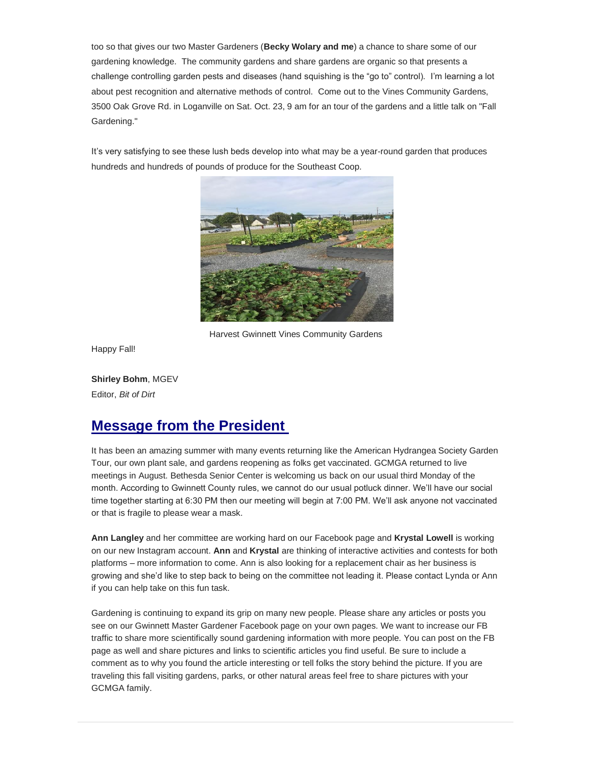too so that gives our two Master Gardeners (**Becky Wolary and me**) a chance to share some of our gardening knowledge. The community gardens and share gardens are organic so that presents a challenge controlling garden pests and diseases (hand squishing is the "go to" control). I'm learning a lot about pest recognition and alternative methods of control. Come out to the Vines Community Gardens, 3500 Oak Grove Rd. in Loganville on Sat. Oct. 23, 9 am for an tour of the gardens and a little talk on "Fall Gardening."

It's very satisfying to see these lush beds develop into what may be a year-round garden that produces hundreds and hundreds of pounds of produce for the Southeast Coop.

Harvest Gwinnett Vines Community Gardens

Happy Fall!

**Shirley Bohm**, MGEV
Editor, *Bit of Dirt*

## Message from the President

It has been an amazing summer with many events returning like the American Hydrangea Society Garden Tour, our own plant sale, and gardens reopening as folks get vaccinated. GCMGA returned to live meetings in August. Bethesda Senior Center is welcoming us back on our usual third Monday of the month. According to Gwinnett County rules, we cannot do our usual potluck dinner. We'll have our social time together starting at 6:30 PM then our meeting will begin at 7:00 PM. We'll ask anyone not vaccinated or that is fragile to please wear a mask.

**Ann Langley** and her committee are working hard on our Facebook page and **Krystal Lowell** is working on our new Instagram account. **Ann** and **Krystal** are thinking of interactive activities and contests for both platforms – more information to come. Ann is also looking for a replacement chair as her business is growing and she'd like to step back to being on the committee not leading it. Please contact Lynda or Ann if you can help take on this fun task.

Gardening is continuing to expand its grip on many new people. Please share any articles or posts you see on our Gwinnett Master Gardener Facebook page on your own pages. We want to increase our FB traffic to share more scientifically sound gardening information with more people. You can post on the FB page as well and share pictures and links to scientific articles you find useful. Be sure to include a comment as to why you found the article interesting or tell folks the story behind the picture. If you are traveling this fall visiting gardens, parks, or other natural areas feel free to share pictures with your GCMGA family.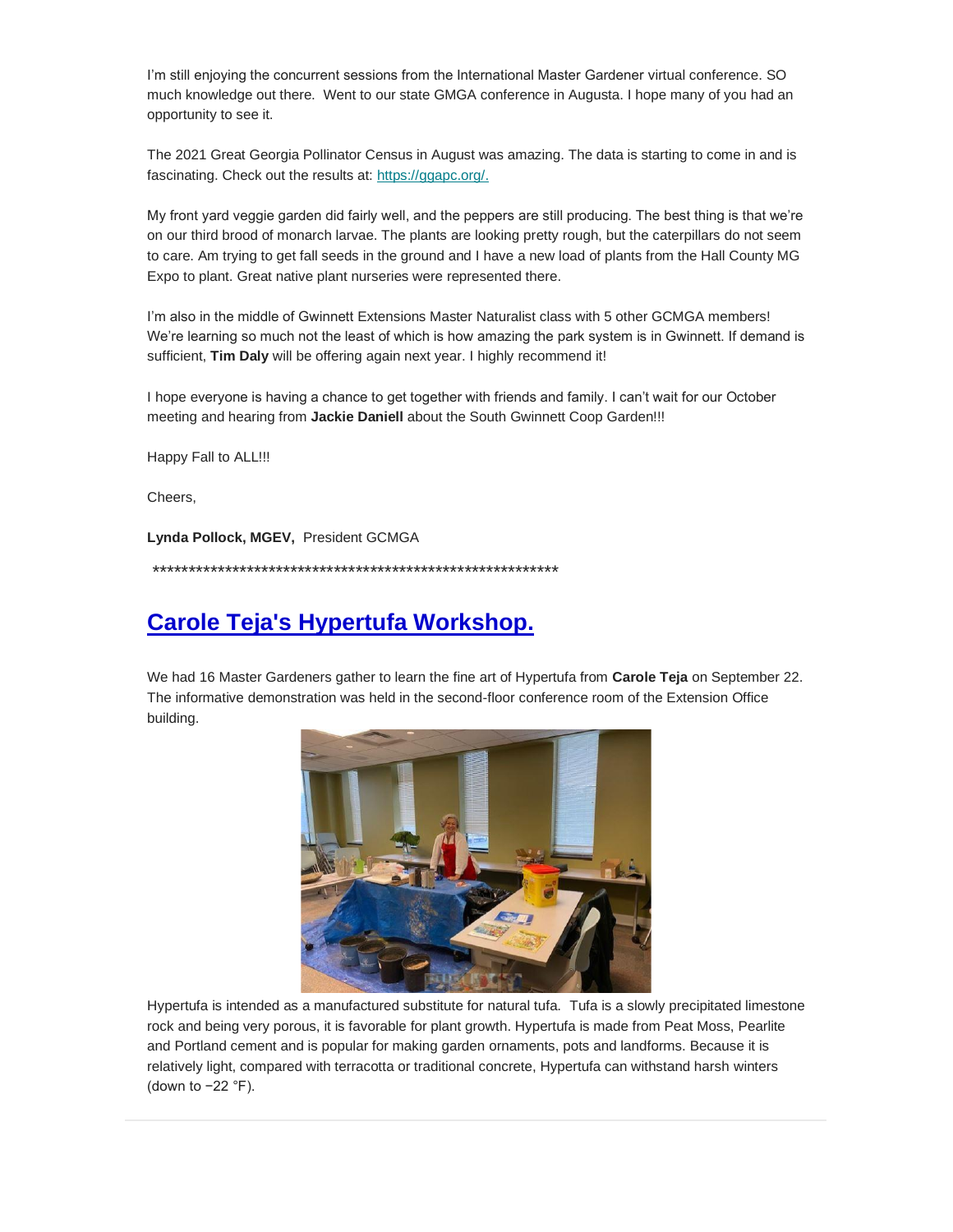I'm still enjoying the concurrent sessions from the International Master Gardener virtual conference. SO much knowledge out there. Went to our state GMGA conference in Augusta. I hope many of you had an opportunity to see it.

The 2021 Great Georgia Pollinator Census in August was amazing. The data is starting to come in and is fascinating. Check out the results at: https://ggapc.org/.

My front yard veggie garden did fairly well, and the peppers are still producing. The best thing is that we're on our third brood of monarch larvae. The plants are looking pretty rough, but the caterpillars do not seem to care. Am trying to get fall seeds in the ground and I have a new load of plants from the Hall County MG Expo to plant. Great native plant nurseries were represented there.

I'm also in the middle of Gwinnett Extensions Master Naturalist class with 5 other GCMGA members! We're learning so much not the least of which is how amazing the park system is in Gwinnett. If demand is sufficient, **Tim Daly** will be offering again next year. I highly recommend it!

I hope everyone is having a chance to get together with friends and family. I can't wait for our October meeting and hearing from **Jackie Daniell** about the South Gwinnett Coop Garden!!!

Happy Fall to ALL!!!

Cheers,

**Lynda Pollock, MGEV,** President GCMGA

**********************************************************

## Carole Teja's Hypertufa Workshop.

We had 16 Master Gardeners gather to learn the fine art of Hypertufa from **Carole Teja** on September 22. The informative demonstration was held in the second-floor conference room of the Extension Office building.

Hypertufa is intended as a manufactured substitute for natural tufa. Tufa is a slowly precipitated limestone rock and being very porous, it is favorable for plant growth. Hypertufa is made from Peat Moss, Pearlite and Portland cement and is popular for making garden ornaments, pots and landforms. Because it is relatively light, compared with terracotta or traditional concrete, Hypertufa can withstand harsh winters (down to −22 °F).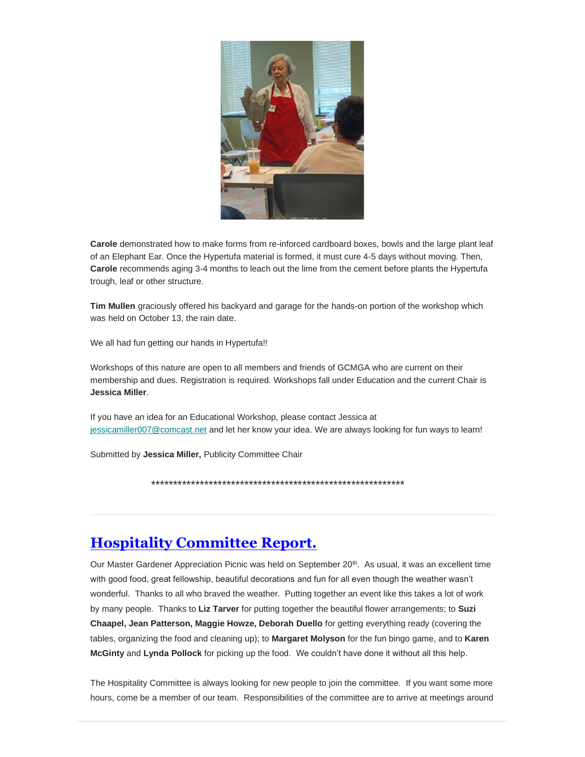**Carole** demonstrated how to make forms from re-inforced cardboard boxes, bowls and the large plant leaf of an Elephant Ear. Once the Hypertufa material is formed, it must cure 4-5 days without moving. Then, **Carole** recommends aging 3-4 months to leach out the lime from the cement before plants the Hypertufa trough, leaf or other structure.

**Tim Mullen** graciously offered his backyard and garage for the hands-on portion of the workshop which was held on October 13, the rain date.

We all had fun getting our hands in Hypertufa!!

Workshops of this nature are open to all members and friends of GCMGA who are current on their membership and dues. Registration is required. Workshops fall under Education and the current Chair is **Jessica Miller**.

If you have an idea for an Educational Workshop, please contact Jessica at jessicamiller007@comcast.net and let her know your idea. We are always looking for fun ways to learn!

Submitted by **Jessica Miller,** Publicity Committee Chair

************************************************************

---

## Hospitality Committee Report.

Our Master Gardener Appreciation Picnic was held on September 20th. As usual, it was an excellent time with good food, great fellowship, beautiful decorations and fun for all even though the weather wasn't wonderful. Thanks to all who braved the weather. Putting together an event like this takes a lot of work by many people. Thanks to **Liz Tarver** for putting together the beautiful flower arrangements; to **Suzi Chaapel, Jean Patterson, Maggie Howze, Deborah Duello** for getting everything ready (covering the tables, organizing the food and cleaning up); to **Margaret Molyson** for the fun bingo game, and to **Karen McGinty** and **Lynda Pollock** for picking up the food. We couldn't have done it without all this help.

The Hospitality Committee is always looking for new people to join the committee. If you want some more hours, come be a member of our team. Responsibilities of the committee are to arrive at meetings around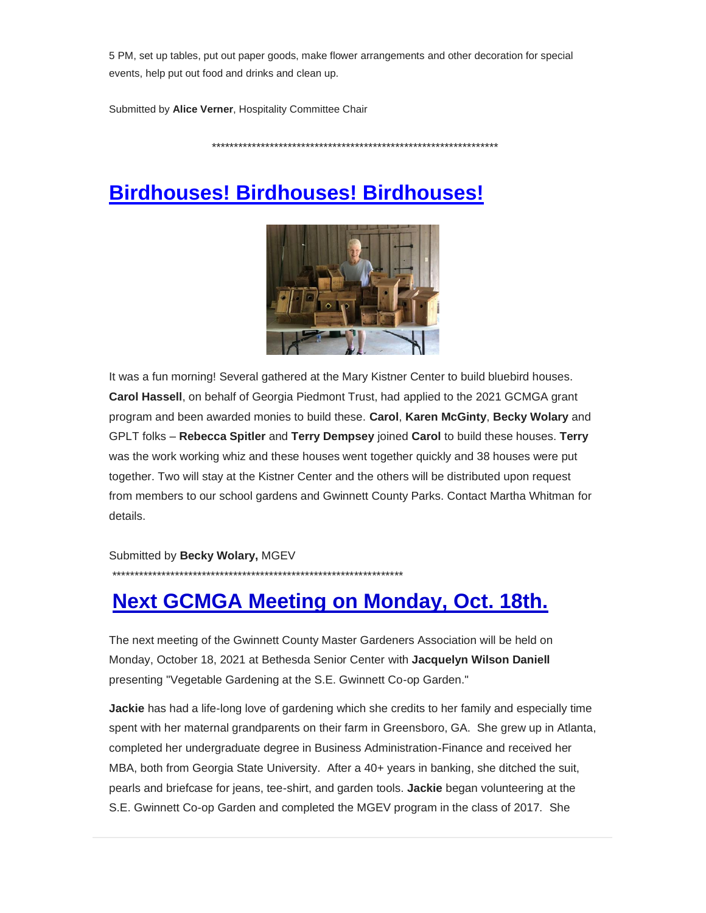5 PM, set up tables, put out paper goods, make flower arrangements and other decoration for special events, help put out food and drinks and clean up.

Submitted by **Alice Verner**, Hospitality Committee Chair

*******************************************************************

## Birdhouses! Birdhouses! Birdhouses!

It was a fun morning! Several gathered at the Mary Kistner Center to build bluebird houses. **Carol Hassell**, on behalf of Georgia Piedmont Trust, had applied to the 2021 GCMGA grant program and been awarded monies to build these. **Carol**, **Karen McGinty**, **Becky Wolary** and GPLT folks – **Rebecca Spitler** and **Terry Dempsey** joined **Carol** to build these houses. **Terry** was the work working whiz and these houses went together quickly and 38 houses were put together. Two will stay at the Kistner Center and the others will be distributed upon request from members to our school gardens and Gwinnett County Parks. Contact Martha Whitman for details.

Submitted by **Becky Wolary,** MGEV

*******************************************************************

## Next GCMGA Meeting on Monday, Oct. 18th.

The next meeting of the Gwinnett County Master Gardeners Association will be held on Monday, October 18, 2021 at Bethesda Senior Center with **Jacquelyn Wilson Daniell** presenting "Vegetable Gardening at the S.E. Gwinnett Co-op Garden."

**Jackie** has had a life-long love of gardening which she credits to her family and especially time spent with her maternal grandparents on their farm in Greensboro, GA. She grew up in Atlanta, completed her undergraduate degree in Business Administration-Finance and received her MBA, both from Georgia State University. After a 40+ years in banking, she ditched the suit, pearls and briefcase for jeans, tee-shirt, and garden tools. **Jackie** began volunteering at the S.E. Gwinnett Co-op Garden and completed the MGEV program in the class of 2017. She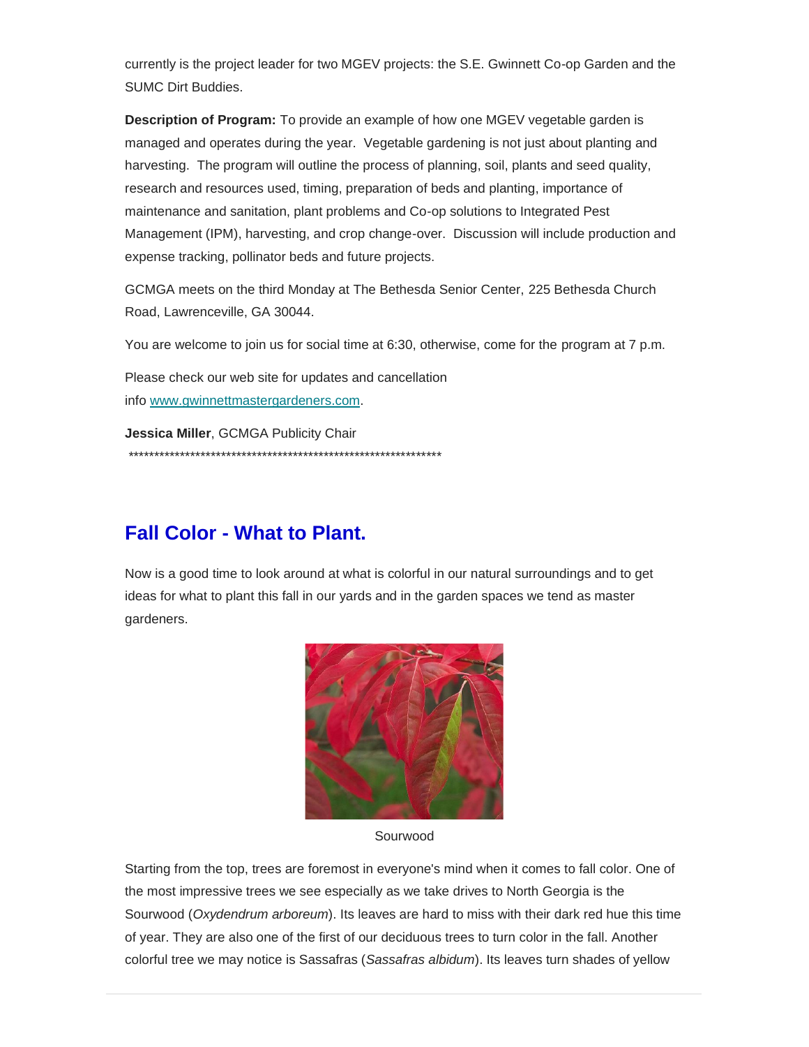currently is the project leader for two MGEV projects: the S.E. Gwinnett Co-op Garden and the SUMC Dirt Buddies.

**Description of Program:** To provide an example of how one MGEV vegetable garden is managed and operates during the year. Vegetable gardening is not just about planting and harvesting. The program will outline the process of planning, soil, plants and seed quality, research and resources used, timing, preparation of beds and planting, importance of maintenance and sanitation, plant problems and Co-op solutions to Integrated Pest Management (IPM), harvesting, and crop change-over. Discussion will include production and expense tracking, pollinator beds and future projects.

GCMGA meets on the third Monday at The Bethesda Senior Center, 225 Bethesda Church Road, Lawrenceville, GA 30044.

You are welcome to join us for social time at 6:30, otherwise, come for the program at 7 p.m.

Please check our web site for updates and cancellation info [www.gwinnettmastergardeners.com](http://www.gwinnettmastergardeners.com).

**Jessica Miller**, GCMGA Publicity Chair

\*\*\*\*\*\*\*\*\*\*\*\*\*\*\*\*\*\*\*\*\*\*\*\*\*\*\*\*\*\*\*\*\*\*\*\*\*\*\*\*\*\*\*\*\*\*\*\*\*\*\*\*\*\*\*\*\*\*\*\*\*\*\*\*

## Fall Color - What to Plant.

Now is a good time to look around at what is colorful in our natural surroundings and to get ideas for what to plant this fall in our yards and in the garden spaces we tend as master gardeners.

Sourwood

Starting from the top, trees are foremost in everyone's mind when it comes to fall color. One of the most impressive trees we see especially as we take drives to North Georgia is the Sourwood (*Oxydendrum arboreum*). Its leaves are hard to miss with their dark red hue this time of year. They are also one of the first of our deciduous trees to turn color in the fall. Another colorful tree we may notice is Sassafras (*Sassafras albidum*). Its leaves turn shades of yellow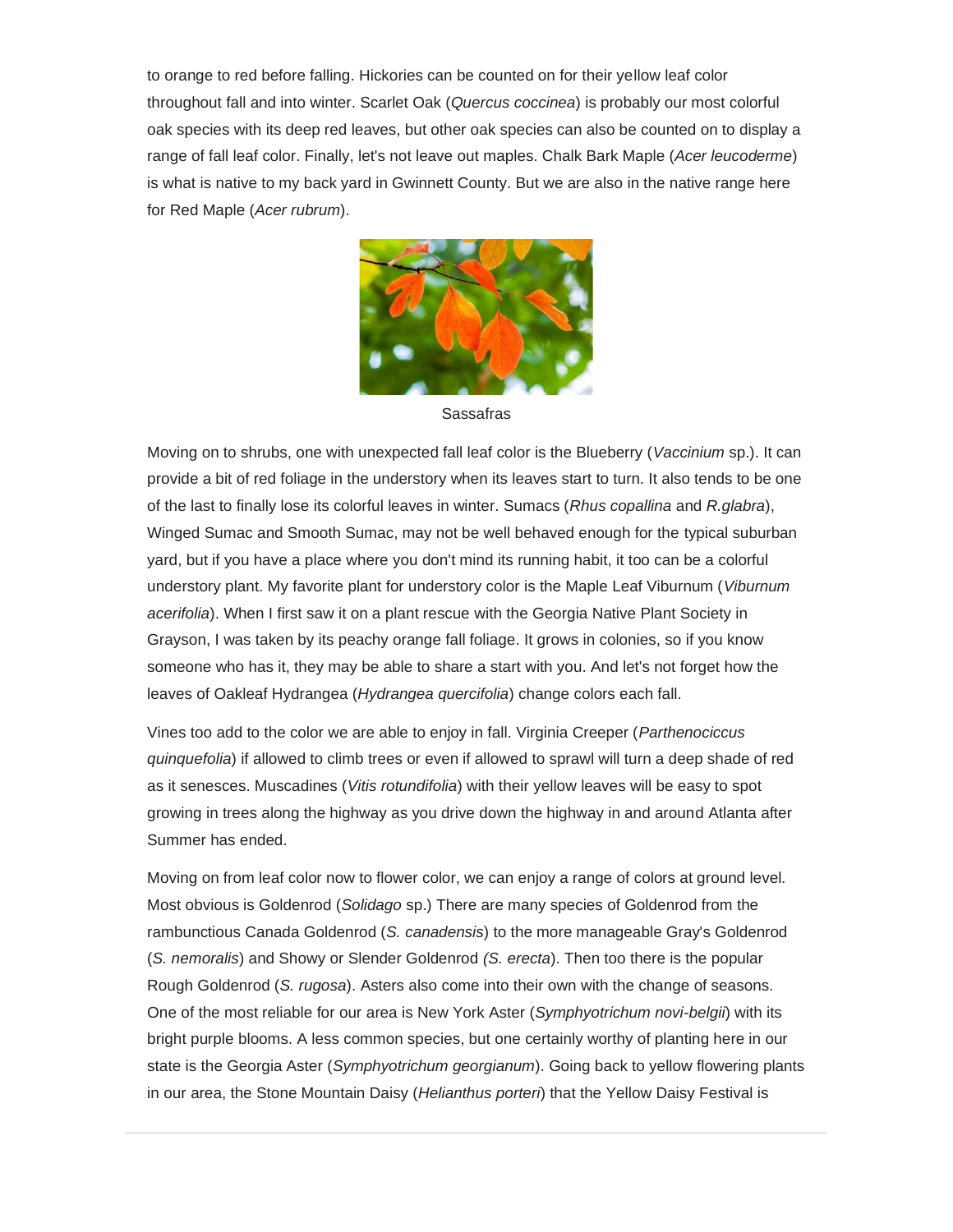to orange to red before falling. Hickories can be counted on for their yellow leaf color throughout fall and into winter. Scarlet Oak (*Quercus coccinea*) is probably our most colorful oak species with its deep red leaves, but other oak species can also be counted on to display a range of fall leaf color. Finally, let's not leave out maples. Chalk Bark Maple (*Acer leucoderme*) is what is native to my back yard in Gwinnett County. But we are also in the native range here for Red Maple (*Acer rubrum*).

Sassafras

Moving on to shrubs, one with unexpected fall leaf color is the Blueberry (*Vaccinium* sp.). It can provide a bit of red foliage in the understory when its leaves start to turn. It also tends to be one of the last to finally lose its colorful leaves in winter. Sumacs (*Rhus copallina* and *R.glabra*), Winged Sumac and Smooth Sumac, may not be well behaved enough for the typical suburban yard, but if you have a place where you don't mind its running habit, it too can be a colorful understory plant. My favorite plant for understory color is the Maple Leaf Viburnum (*Viburnum acerifolia*). When I first saw it on a plant rescue with the Georgia Native Plant Society in Grayson, I was taken by its peachy orange fall foliage. It grows in colonies, so if you know someone who has it, they may be able to share a start with you. And let's not forget how the leaves of Oakleaf Hydrangea (*Hydrangea quercifolia*) change colors each fall.

Vines too add to the color we are able to enjoy in fall. Virginia Creeper (*Parthenociccus quinquefolia*) if allowed to climb trees or even if allowed to sprawl will turn a deep shade of red as it senesces. Muscadines (*Vitis rotundifolia*) with their yellow leaves will be easy to spot growing in trees along the highway as you drive down the highway in and around Atlanta after Summer has ended.

Moving on from leaf color now to flower color, we can enjoy a range of colors at ground level. Most obvious is Goldenrod (*Solidago* sp.) There are many species of Goldenrod from the rambunctious Canada Goldenrod (*S. canadensis*) to the more manageable Gray's Goldenrod (*S. nemoralis*) and Showy or Slender Goldenrod *(S. erecta*). Then too there is the popular Rough Goldenrod (*S. rugosa*). Asters also come into their own with the change of seasons. One of the most reliable for our area is New York Aster (*Symphyotrichum novi-belgii*) with its bright purple blooms. A less common species, but one certainly worthy of planting here in our state is the Georgia Aster (*Symphyotrichum georgianum*). Going back to yellow flowering plants in our area, the Stone Mountain Daisy (*Helianthus porteri*) that the Yellow Daisy Festival is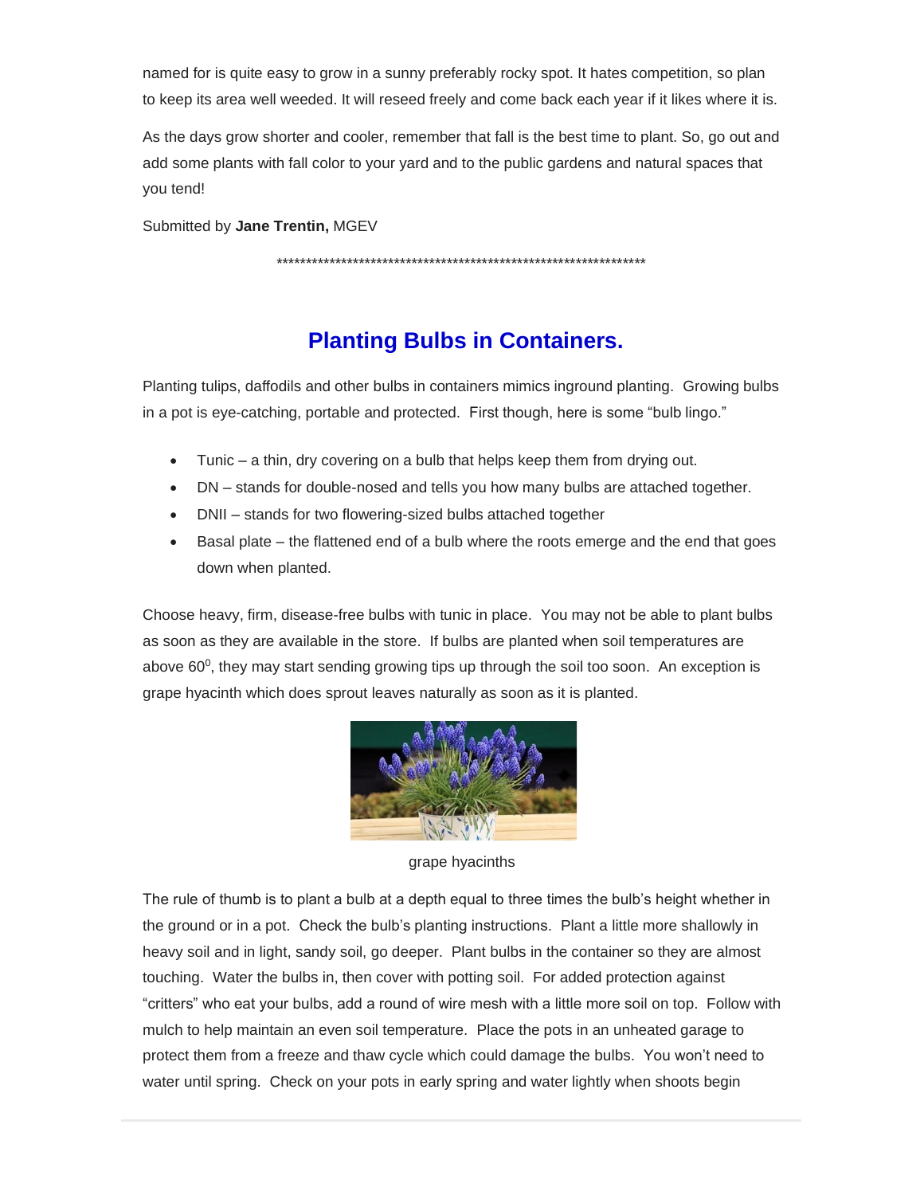named for is quite easy to grow in a sunny preferably rocky spot. It hates competition, so plan to keep its area well weeded. It will reseed freely and come back each year if it likes where it is.

As the days grow shorter and cooler, remember that fall is the best time to plant. So, go out and add some plants with fall color to your yard and to the public gardens and natural spaces that you tend!

Submitted by **Jane Trentin,** MGEV

*****************************************************************

## Planting Bulbs in Containers.

Planting tulips, daffodils and other bulbs in containers mimics inground planting. Growing bulbs in a pot is eye-catching, portable and protected. First though, here is some "bulb lingo."

- Tunic – a thin, dry covering on a bulb that helps keep them from drying out.
- DN – stands for double-nosed and tells you how many bulbs are attached together.
- DNII – stands for two flowering-sized bulbs attached together
- Basal plate – the flattened end of a bulb where the roots emerge and the end that goes down when planted.

Choose heavy, firm, disease-free bulbs with tunic in place. You may not be able to plant bulbs as soon as they are available in the store. If bulbs are planted when soil temperatures are above $60^0$, they may start sending growing tips up through the soil too soon. An exception is grape hyacinth which does sprout leaves naturally as soon as it is planted.

grape hyacinths

The rule of thumb is to plant a bulb at a depth equal to three times the bulb's height whether in the ground or in a pot. Check the bulb's planting instructions. Plant a little more shallowly in heavy soil and in light, sandy soil, go deeper. Plant bulbs in the container so they are almost touching. Water the bulbs in, then cover with potting soil. For added protection against "critters" who eat your bulbs, add a round of wire mesh with a little more soil on top. Follow with mulch to help maintain an even soil temperature. Place the pots in an unheated garage to protect them from a freeze and thaw cycle which could damage the bulbs. You won't need to water until spring. Check on your pots in early spring and water lightly when shoots begin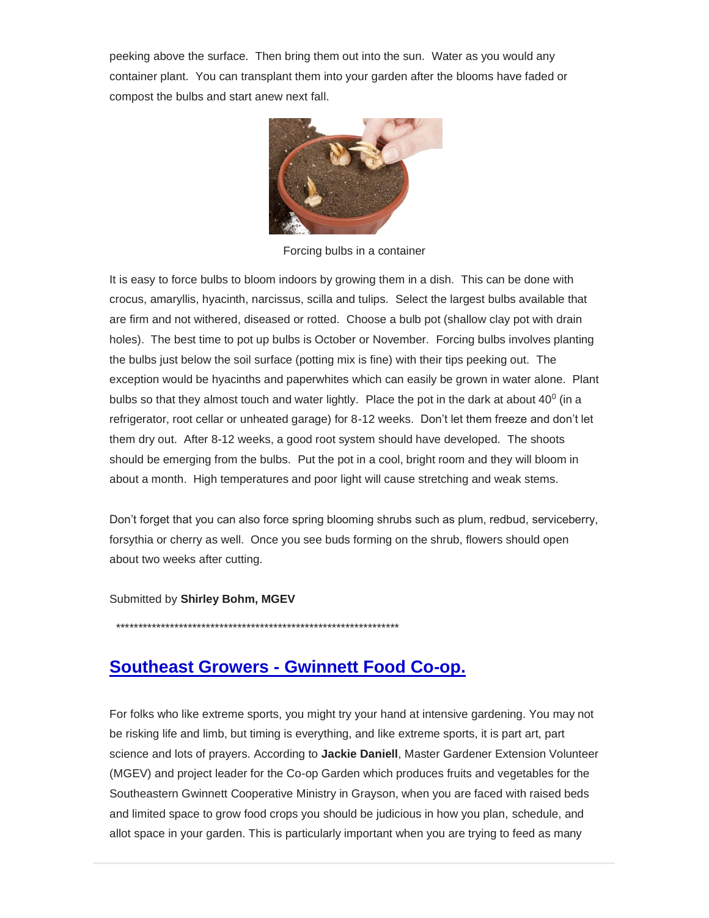peeking above the surface. Then bring them out into the sun. Water as you would any container plant. You can transplant them into your garden after the blooms have faded or compost the bulbs and start anew next fall.

Forcing bulbs in a container

It is easy to force bulbs to bloom indoors by growing them in a dish. This can be done with crocus, amaryllis, hyacinth, narcissus, scilla and tulips. Select the largest bulbs available that are firm and not withered, diseased or rotted. Choose a bulb pot (shallow clay pot with drain holes). The best time to pot up bulbs is October or November. Forcing bulbs involves planting the bulbs just below the soil surface (potting mix is fine) with their tips peeking out. The exception would be hyacinths and paperwhites which can easily be grown in water alone. Plant bulbs so that they almost touch and water lightly. Place the pot in the dark at about $40^0$ (in a refrigerator, root cellar or unheated garage) for 8-12 weeks. Don't let them freeze and don't let them dry out. After 8-12 weeks, a good root system should have developed. The shoots should be emerging from the bulbs. Put the pot in a cool, bright room and they will bloom in about a month. High temperatures and poor light will cause stretching and weak stems.

Don't forget that you can also force spring blooming shrubs such as plum, redbud, serviceberry, forsythia or cherry as well. Once you see buds forming on the shrub, flowers should open about two weeks after cutting.

Submitted by **Shirley Bohm, MGEV**

*****************************************************************

## Southeast Growers - Gwinnett Food Co-op.

For folks who like extreme sports, you might try your hand at intensive gardening. You may not be risking life and limb, but timing is everything, and like extreme sports, it is part art, part science and lots of prayers. According to **Jackie Daniell**, Master Gardener Extension Volunteer (MGEV) and project leader for the Co-op Garden which produces fruits and vegetables for the Southeastern Gwinnett Cooperative Ministry in Grayson, when you are faced with raised beds and limited space to grow food crops you should be judicious in how you plan, schedule, and allot space in your garden. This is particularly important when you are trying to feed as many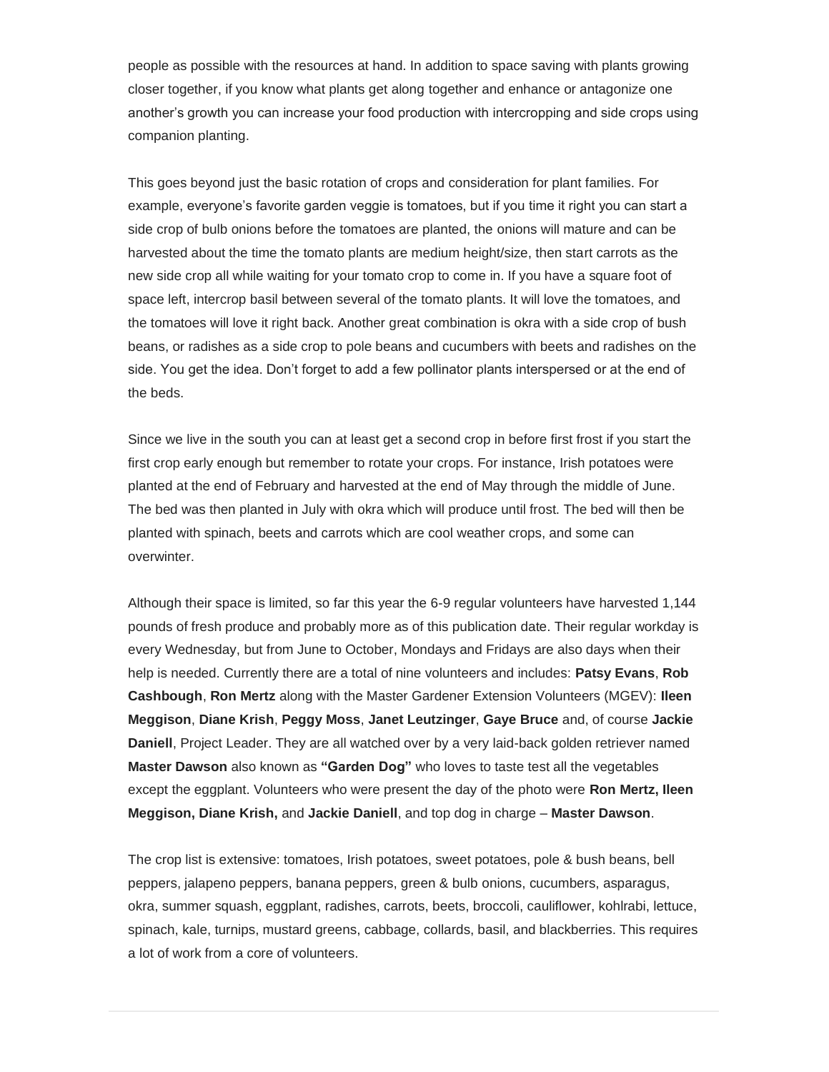people as possible with the resources at hand. In addition to space saving with plants growing closer together, if you know what plants get along together and enhance or antagonize one another's growth you can increase your food production with intercropping and side crops using companion planting.

This goes beyond just the basic rotation of crops and consideration for plant families. For example, everyone's favorite garden veggie is tomatoes, but if you time it right you can start a side crop of bulb onions before the tomatoes are planted, the onions will mature and can be harvested about the time the tomato plants are medium height/size, then start carrots as the new side crop all while waiting for your tomato crop to come in. If you have a square foot of space left, intercrop basil between several of the tomato plants. It will love the tomatoes, and the tomatoes will love it right back. Another great combination is okra with a side crop of bush beans, or radishes as a side crop to pole beans and cucumbers with beets and radishes on the side. You get the idea. Don't forget to add a few pollinator plants interspersed or at the end of the beds.

Since we live in the south you can at least get a second crop in before first frost if you start the first crop early enough but remember to rotate your crops. For instance, Irish potatoes were planted at the end of February and harvested at the end of May through the middle of June. The bed was then planted in July with okra which will produce until frost. The bed will then be planted with spinach, beets and carrots which are cool weather crops, and some can overwinter.

Although their space is limited, so far this year the 6-9 regular volunteers have harvested 1,144 pounds of fresh produce and probably more as of this publication date. Their regular workday is every Wednesday, but from June to October, Mondays and Fridays are also days when their help is needed. Currently there are a total of nine volunteers and includes: **Patsy Evans**, **Rob Cashbough**, **Ron Mertz** along with the Master Gardener Extension Volunteers (MGEV): **Ileen Meggison**, **Diane Krish**, **Peggy Moss**, **Janet Leutzinger**, **Gaye Bruce** and, of course **Jackie Daniell**, Project Leader. They are all watched over by a very laid-back golden retriever named **Master Dawson** also known as **"Garden Dog"** who loves to taste test all the vegetables except the eggplant. Volunteers who were present the day of the photo were **Ron Mertz, Ileen Meggison, Diane Krish,** and **Jackie Daniell**, and top dog in charge – **Master Dawson**.

The crop list is extensive: tomatoes, Irish potatoes, sweet potatoes, pole & bush beans, bell peppers, jalapeno peppers, banana peppers, green & bulb onions, cucumbers, asparagus, okra, summer squash, eggplant, radishes, carrots, beets, broccoli, cauliflower, kohlrabi, lettuce, spinach, kale, turnips, mustard greens, cabbage, collards, basil, and blackberries. This requires a lot of work from a core of volunteers.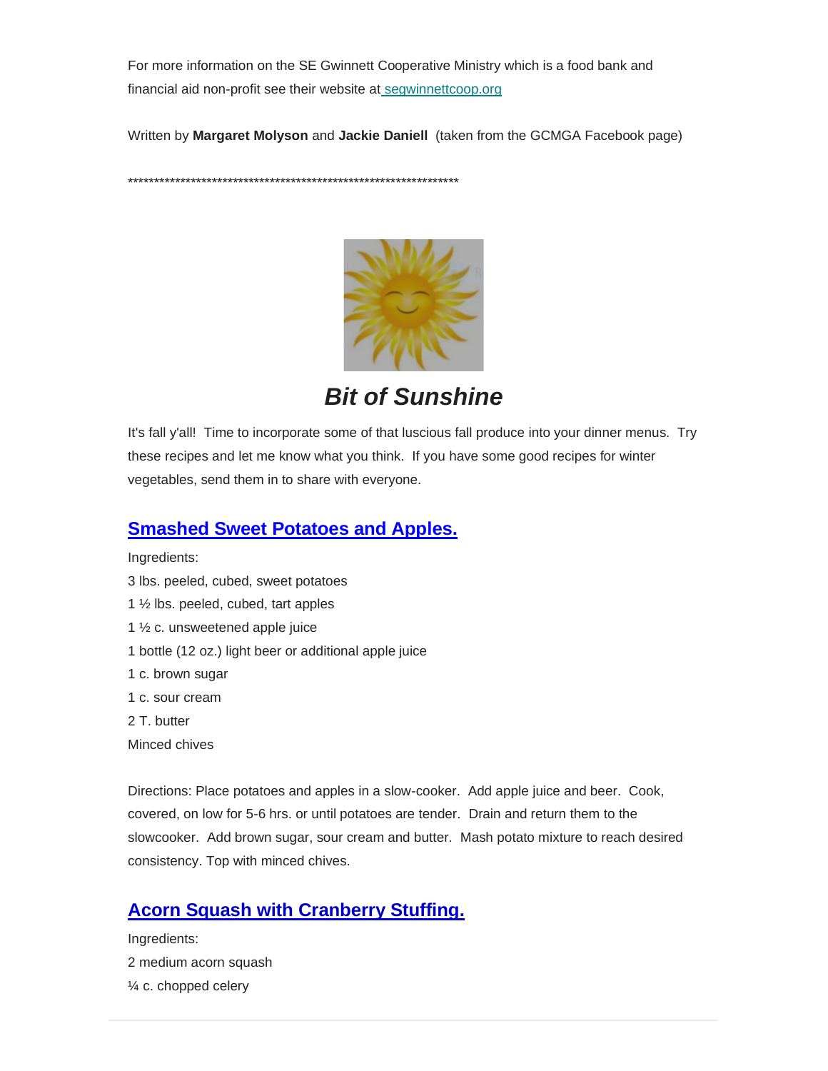For more information on the SE Gwinnett Cooperative Ministry which is a food bank and financial aid non-profit see their website at [segwinnettcoop.org](segwinnettcoop.org)

Written by **Margaret Molyson** and **Jackie Daniell** (taken from the GCMGA Facebook page)

*****************************************************************

## *Bit of Sunshine*

It's fall y'all! Time to incorporate some of that luscious fall produce into your dinner menus. Try these recipes and let me know what you think. If you have some good recipes for winter vegetables, send them in to share with everyone.

### Smashed Sweet Potatoes and Apples.

Ingredients:

3 lbs. peeled, cubed, sweet potatoes
1 ½ lbs. peeled, cubed, tart apples
1 ½ c. unsweetened apple juice
1 bottle (12 oz.) light beer or additional apple juice
1 c. brown sugar
1 c. sour cream
2 T. butter
Minced chives

Directions: Place potatoes and apples in a slow-cooker. Add apple juice and beer. Cook, covered, on low for 5-6 hrs. or until potatoes are tender. Drain and return them to the slowcooker. Add brown sugar, sour cream and butter. Mash potato mixture to reach desired consistency. Top with minced chives.

### Acorn Squash with Cranberry Stuffing.

Ingredients:

2 medium acorn squash
¼ c. chopped celery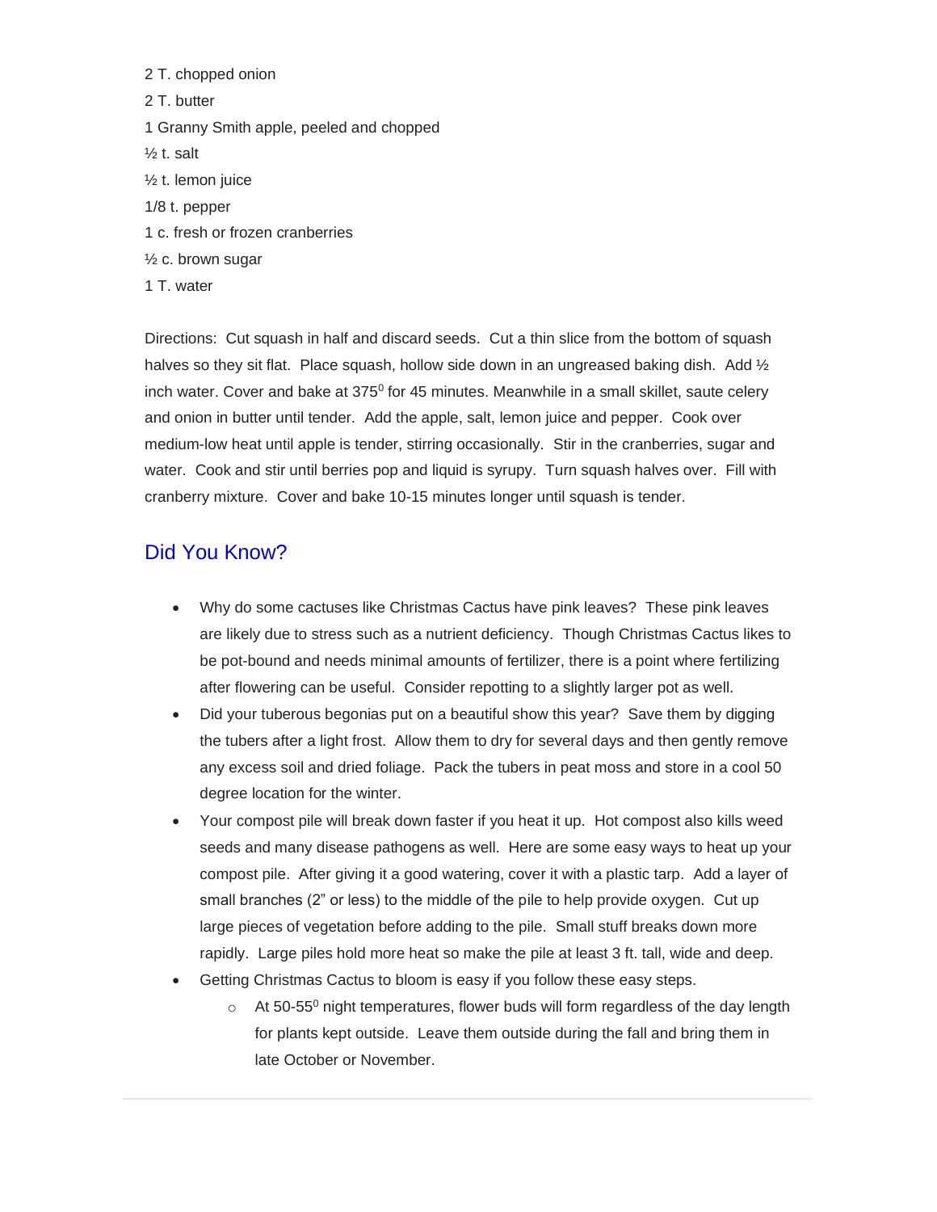2 T. chopped onion

2 T. butter

1 Granny Smith apple, peeled and chopped

½ t. salt

½ t. lemon juice

1/8 t. pepper

1 c. fresh or frozen cranberries

½ c. brown sugar

1 T. water

Directions: Cut squash in half and discard seeds. Cut a thin slice from the bottom of squash halves so they sit flat. Place squash, hollow side down in an ungreased baking dish. Add ½ inch water. Cover and bake at 375$^0$ for 45 minutes. Meanwhile in a small skillet, saute celery and onion in butter until tender. Add the apple, salt, lemon juice and pepper. Cook over medium-low heat until apple is tender, stirring occasionally. Stir in the cranberries, sugar and water. Cook and stir until berries pop and liquid is syrupy. Turn squash halves over. Fill with cranberry mixture. Cover and bake 10-15 minutes longer until squash is tender.

## Did You Know?

- Why do some cactuses like Christmas Cactus have pink leaves? These pink leaves are likely due to stress such as a nutrient deficiency. Though Christmas Cactus likes to be pot-bound and needs minimal amounts of fertilizer, there is a point where fertilizing after flowering can be useful. Consider repotting to a slightly larger pot as well.
- Did your tuberous begonias put on a beautiful show this year? Save them by digging the tubers after a light frost. Allow them to dry for several days and then gently remove any excess soil and dried foliage. Pack the tubers in peat moss and store in a cool 50 degree location for the winter.
- Your compost pile will break down faster if you heat it up. Hot compost also kills weed seeds and many disease pathogens as well. Here are some easy ways to heat up your compost pile. After giving it a good watering, cover it with a plastic tarp. Add a layer of small branches (2" or less) to the middle of the pile to help provide oxygen. Cut up large pieces of vegetation before adding to the pile. Small stuff breaks down more rapidly. Large piles hold more heat so make the pile at least 3 ft. tall, wide and deep.
- Getting Christmas Cactus to bloom is easy if you follow these easy steps.
    - At 50-55$^0$ night temperatures, flower buds will form regardless of the day length for plants kept outside. Leave them outside during the fall and bring them in late October or November.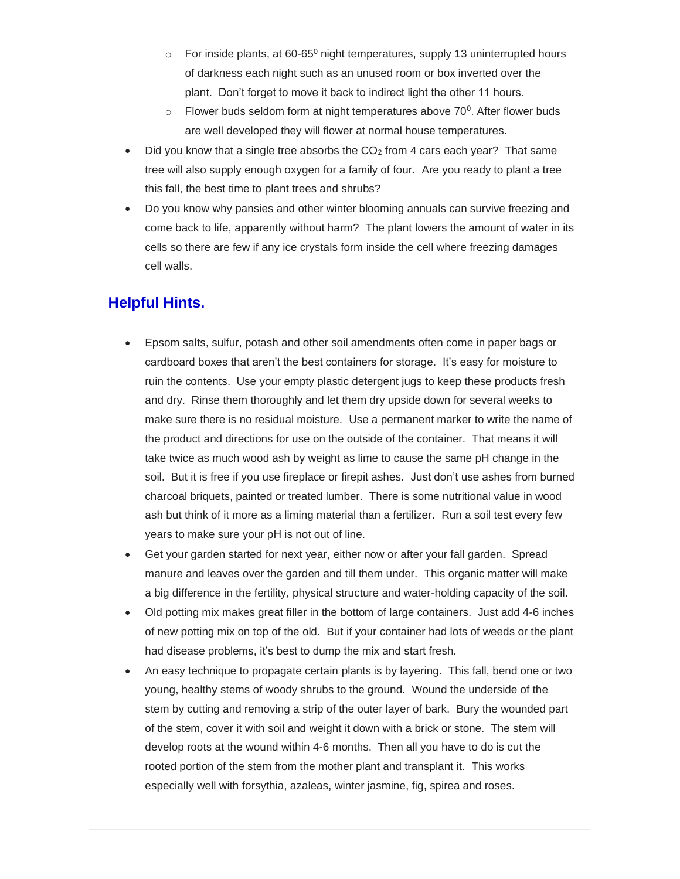- For inside plants, at 60-65$^0$ night temperatures, supply 13 uninterrupted hours of darkness each night such as an unused room or box inverted over the plant. Don't forget to move it back to indirect light the other 11 hours.
  - Flower buds seldom form at night temperatures above 70$^0$. After flower buds are well developed they will flower at normal house temperatures.
- Did you know that a single tree absorbs the $CO_2$ from 4 cars each year? That same tree will also supply enough oxygen for a family of four. Are you ready to plant a tree this fall, the best time to plant trees and shrubs?
- Do you know why pansies and other winter blooming annuals can survive freezing and come back to life, apparently without harm? The plant lowers the amount of water in its cells so there are few if any ice crystals form inside the cell where freezing damages cell walls.

## Helpful Hints.

- Epsom salts, sulfur, potash and other soil amendments often come in paper bags or cardboard boxes that aren't the best containers for storage. It's easy for moisture to ruin the contents. Use your empty plastic detergent jugs to keep these products fresh and dry. Rinse them thoroughly and let them dry upside down for several weeks to make sure there is no residual moisture. Use a permanent marker to write the name of the product and directions for use on the outside of the container. That means it will take twice as much wood ash by weight as lime to cause the same pH change in the soil. But it is free if you use fireplace or firepit ashes. Just don't use ashes from burned charcoal briquets, painted or treated lumber. There is some nutritional value in wood ash but think of it more as a liming material than a fertilizer. Run a soil test every few years to make sure your pH is not out of line.
- Get your garden started for next year, either now or after your fall garden. Spread manure and leaves over the garden and till them under. This organic matter will make a big difference in the fertility, physical structure and water-holding capacity of the soil.
- Old potting mix makes great filler in the bottom of large containers. Just add 4-6 inches of new potting mix on top of the old. But if your container had lots of weeds or the plant had disease problems, it's best to dump the mix and start fresh.
- An easy technique to propagate certain plants is by layering. This fall, bend one or two young, healthy stems of woody shrubs to the ground. Wound the underside of the stem by cutting and removing a strip of the outer layer of bark. Bury the wounded part of the stem, cover it with soil and weight it down with a brick or stone. The stem will develop roots at the wound within 4-6 months. Then all you have to do is cut the rooted portion of the stem from the mother plant and transplant it. This works especially well with forsythia, azaleas, winter jasmine, fig, spirea and roses.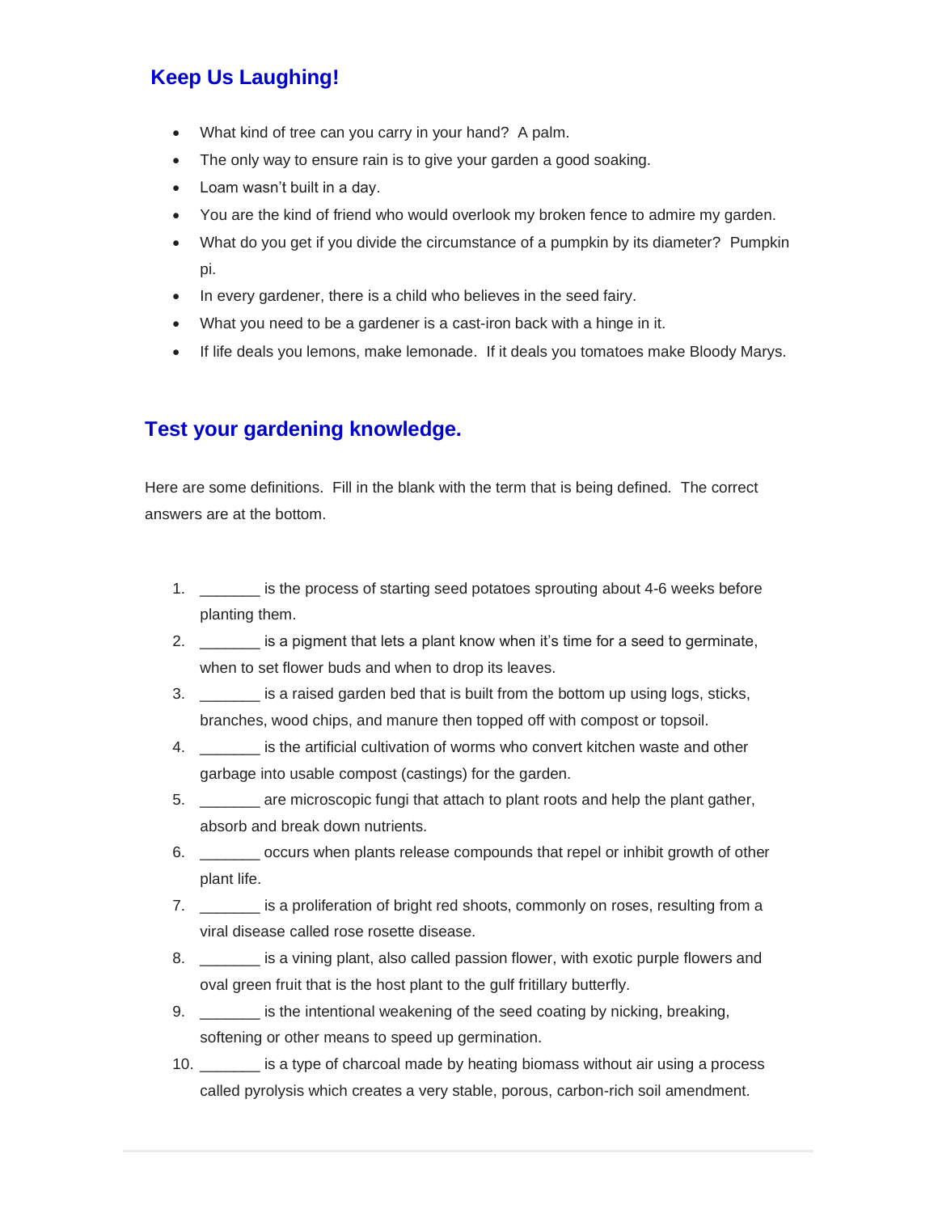## Keep Us Laughing!

- What kind of tree can you carry in your hand? A palm.
- The only way to ensure rain is to give your garden a good soaking.
- Loam wasn't built in a day.
- You are the kind of friend who would overlook my broken fence to admire my garden.
- What do you get if you divide the circumstance of a pumpkin by its diameter? Pumpkin pi.
- In every gardener, there is a child who believes in the seed fairy.
- What you need to be a gardener is a cast-iron back with a hinge in it.
- If life deals you lemons, make lemonade. If it deals you tomatoes make Bloody Marys.

## Test your gardening knowledge.

Here are some definitions. Fill in the blank with the term that is being defined. The correct answers are at the bottom.

1. _______ is the process of starting seed potatoes sprouting about 4-6 weeks before planting them.
2. _______ is a pigment that lets a plant know when it's time for a seed to germinate, when to set flower buds and when to drop its leaves.
3. _______ is a raised garden bed that is built from the bottom up using logs, sticks, branches, wood chips, and manure then topped off with compost or topsoil.
4. _______ is the artificial cultivation of worms who convert kitchen waste and other garbage into usable compost (castings) for the garden.
5. _______ are microscopic fungi that attach to plant roots and help the plant gather, absorb and break down nutrients.
6. _______ occurs when plants release compounds that repel or inhibit growth of other plant life.
7. _______ is a proliferation of bright red shoots, commonly on roses, resulting from a viral disease called rose rosette disease.
8. _______ is a vining plant, also called passion flower, with exotic purple flowers and oval green fruit that is the host plant to the gulf fritillary butterfly.
9. _______ is the intentional weakening of the seed coating by nicking, breaking, softening or other means to speed up germination.
10. _______ is a type of charcoal made by heating biomass without air using a process called pyrolysis which creates a very stable, porous, carbon-rich soil amendment.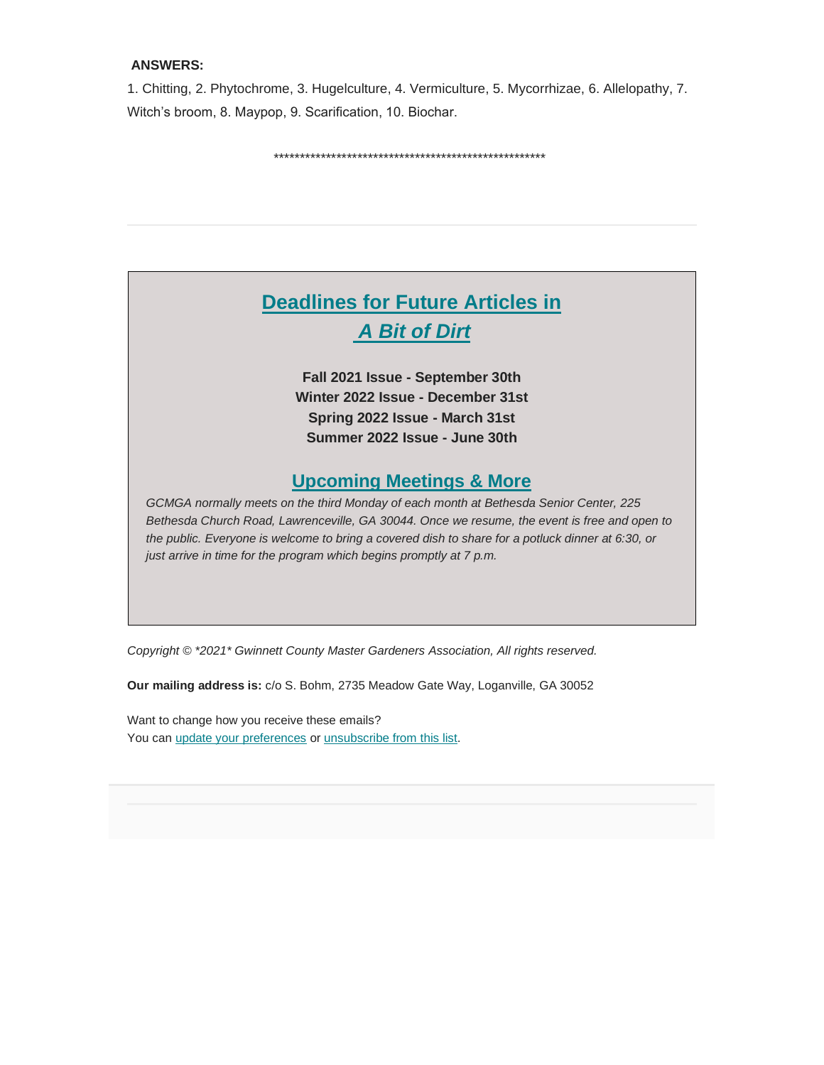**ANSWERS:**

1. Chitting, 2. Phytochrome, 3. Hugelculture, 4. Vermiculture, 5. Mycorrhizae, 6. Allelopathy, 7. Witch's broom, 8. Maypop, 9. Scarification, 10. Biochar.

****************************************************

---

## Deadlines for Future Articles in *A Bit of Dirt*

**Fall 2021 Issue - September 30th**
**Winter 2022 Issue - December 31st**
**Spring 2022 Issue - March 31st**
**Summer 2022 Issue - June 30th**

## Upcoming Meetings & More

*GCMGA normally meets on the third Monday of each month at Bethesda Senior Center, 225 Bethesda Church Road, Lawrenceville, GA 30044. Once we resume, the event is free and open to the public. Everyone is welcome to bring a covered dish to share for a potluck dinner at 6:30, or just arrive in time for the program which begins promptly at 7 p.m.*

*Copyright © *2021* Gwinnett County Master Gardeners Association, All rights reserved.*

**Our mailing address is:** c/o S. Bohm, 2735 Meadow Gate Way, Loganville, GA 30052

Want to change how you receive these emails?
You can update your preferences or unsubscribe from this list.